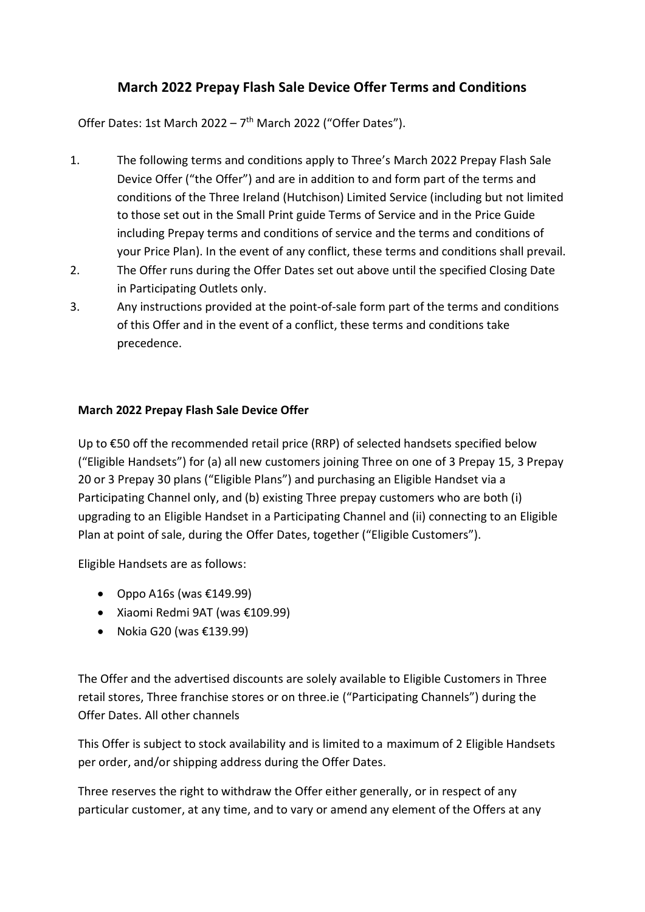# March 2022 Prepay Flash Sale Device Offer Terms and Conditions

Offer Dates: 1st March 2022 – 7th March 2022 ("Offer Dates").

1. The following terms and conditions apply to Three's March 2022 Prepay Flash Sale Device Offer ("the Offer") and are in addition to and form part of the terms and conditions of the Three Ireland (Hutchison) Limited Service (including but not limited to those set out in the Small Print guide Terms of Service and in the Price Guide including Prepay terms and conditions of service and the terms and conditions of your Price Plan). In the event of any conflict, these terms and conditions shall prevail.
2. The Offer runs during the Offer Dates set out above until the specified Closing Date in Participating Outlets only.
3. Any instructions provided at the point-of-sale form part of the terms and conditions of this Offer and in the event of a conflict, these terms and conditions take precedence.

**March 2022 Prepay Flash Sale Device Offer**

Up to €50 off the recommended retail price (RRP) of selected handsets specified below ("Eligible Handsets") for (a) all new customers joining Three on one of 3 Prepay 15, 3 Prepay 20 or 3 Prepay 30 plans ("Eligible Plans") and purchasing an Eligible Handset via a Participating Channel only, and (b) existing Three prepay customers who are both (i) upgrading to an Eligible Handset in a Participating Channel and (ii) connecting to an Eligible Plan at point of sale, during the Offer Dates, together ("Eligible Customers").

Eligible Handsets are as follows:

- Oppo A16s (was €149.99)
- Xiaomi Redmi 9AT (was €109.99)
- Nokia G20 (was €139.99)

The Offer and the advertised discounts are solely available to Eligible Customers in Three retail stores, Three franchise stores or on three.ie ("Participating Channels") during the Offer Dates. All other channels

This Offer is subject to stock availability and is limited to a maximum of 2 Eligible Handsets per order, and/or shipping address during the Offer Dates.

Three reserves the right to withdraw the Offer either generally, or in respect of any particular customer, at any time, and to vary or amend any element of the Offers at any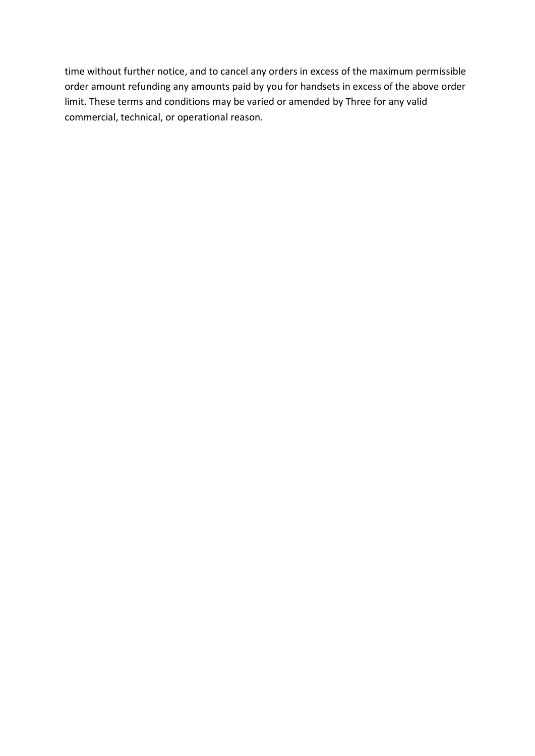time without further notice, and to cancel any orders in excess of the maximum permissible order amount refunding any amounts paid by you for handsets in excess of the above order limit. These terms and conditions may be varied or amended by Three for any valid commercial, technical, or operational reason.